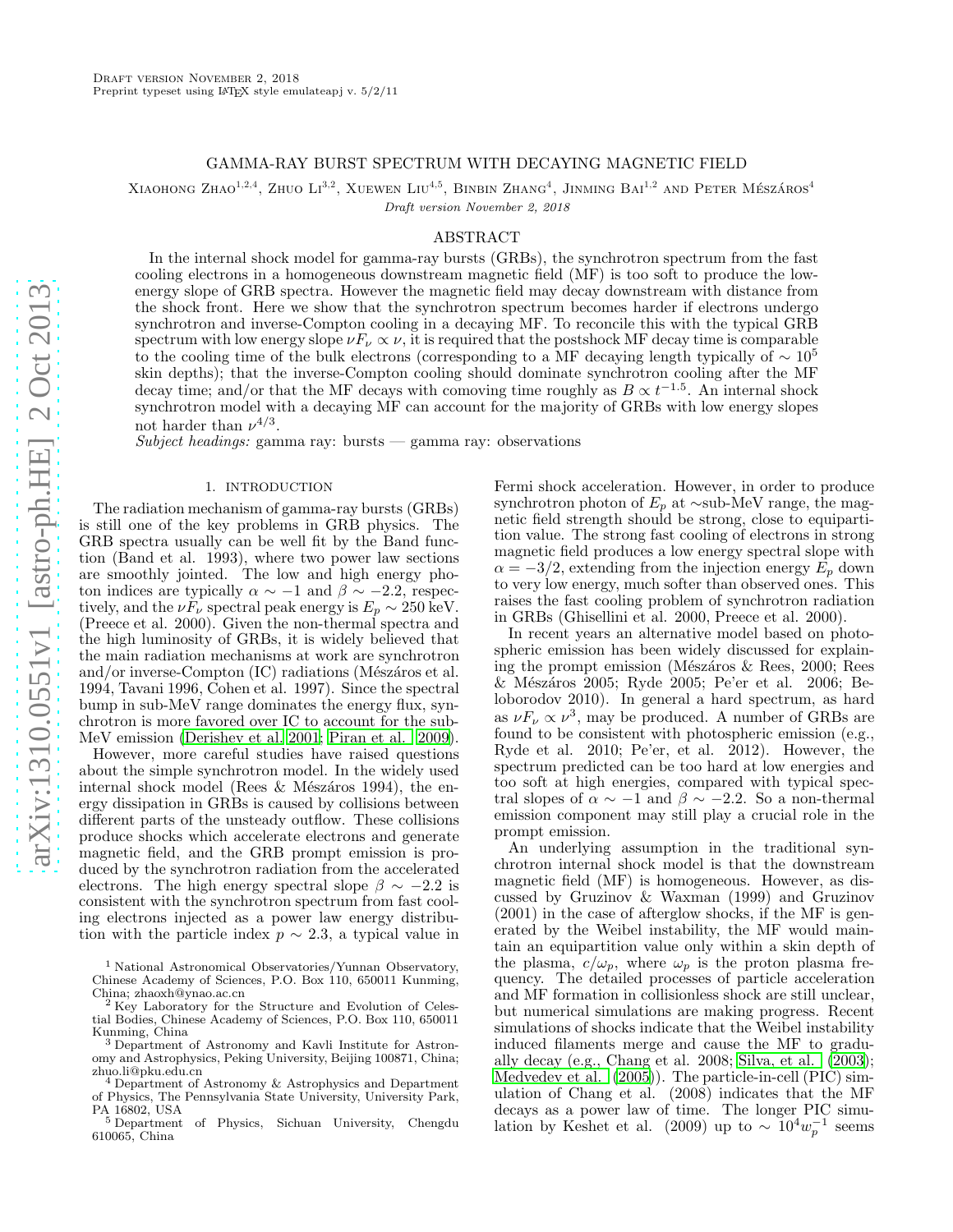# GAMMA-RAY BURST SPECTRUM WITH DECAYING MAGNETIC FIELD

Xiaohong Zhao[1,2,4], Zhuo Li[3,2], Xuewen Liu[4,5], Binbin Zhang[4], Jinming Bai[1,2] and Peter Mészáros[4]

*Draft version November 2, 2018*

## ABSTRACT

In the internal shock model for gamma-ray bursts (GRBs), the synchrotron spectrum from the fast cooling electrons in a homogeneous downstream magnetic field (MF) is too soft to produce the low-energy slope of GRB spectra. However the magnetic field may decay downstream with distance from the shock front. Here we show that the synchrotron spectrum becomes harder if electrons undergo synchrotron and inverse-Compton cooling in a decaying MF. To reconcile this with the typical GRB spectrum with low energy slope $\nu F_\nu \propto \nu$, it is required that the postshock MF decay time is comparable to the cooling time of the bulk electrons (corresponding to a MF decaying length typically of $\sim 10^5$ skin depths); that the inverse-Compton cooling should dominate synchrotron cooling after the MF decay time; and/or that the MF decays with comoving time roughly as $B \propto t^{-1.5}$. An internal shock synchrotron model with a decaying MF can account for the majority of GRBs with low energy slopes not harder than $\nu^{4/3}$.

*Subject headings:* gamma ray: bursts — gamma ray: observations

## 1. INTRODUCTION

The radiation mechanism of gamma-ray bursts (GRBs) is still one of the key problems in GRB physics. The GRB spectra usually can be well fit by the Band function (Band et al. 1993), where two power law sections are smoothly jointed. The low and high energy photon indices are typically $\alpha \sim -1$ and $\beta \sim -2.2$, respectively, and the $\nu F_\nu$ spectral peak energy is $E_p \sim 250$ keV. (Preece et al. 2000). Given the non-thermal spectra and the high luminosity of GRBs, it is widely believed that the main radiation mechanisms at work are synchrotron and/or inverse-Compton (IC) radiations (Mészáros et al. 1994, Tavani 1996, Cohen et al. 1997). Since the spectral bump in sub-MeV range dominates the energy flux, synchrotron is more favored over IC to account for the sub-MeV emission (Derishev et al. 2001; Piran et al. 2009).

However, more careful studies have raised questions about the simple synchrotron model. In the widely used internal shock model (Rees & Mészáros 1994), the energy dissipation in GRBs is caused by collisions between different parts of the unsteady outflow. These collisions produce shocks which accelerate electrons and generate magnetic field, and the GRB prompt emission is produced by the synchrotron radiation from the accelerated electrons. The high energy spectral slope $\beta \sim -2.2$ is consistent with the synchrotron spectrum from fast cooling electrons injected as a power law energy distribution with the particle index $p \sim 2.3$, a typical value in Fermi shock acceleration. However, in order to produce synchrotron photon of $E_p$ at $\sim$sub-MeV range, the magnetic field strength should be strong, close to equipartition value. The strong fast cooling of electrons in strong magnetic field produces a low energy spectral slope with $\alpha = -3/2$, extending from the injection energy $E_p$ down to very low energy, much softer than observed ones. This raises the fast cooling problem of synchrotron radiation in GRBs (Ghisellini et al. 2000, Preece et al. 2000).

In recent years an alternative model based on photospheric emission has been widely discussed for explaining the prompt emission (Mészáros & Rees, 2000; Rees & Mészáros 2005; Ryde 2005; Pe'er et al. 2006; Beloborodov 2010). In general a hard spectrum, as hard as $\nu F_\nu \propto \nu^3$, may be produced. A number of GRBs are found to be consistent with photospheric emission (e.g., Ryde et al. 2010; Pe'er, et al. 2012). However, the spectrum predicted can be too hard at low energies and too soft at high energies, compared with typical spectral slopes of $\alpha \sim -1$ and $\beta \sim -2.2$. So a non-thermal emission component may still play a crucial role in the prompt emission.

An underlying assumption in the traditional synchrotron internal shock model is that the downstream magnetic field (MF) is homogeneous. However, as discussed by Gruzinov & Waxman (1999) and Gruzinov (2001) in the case of afterglow shocks, if the MF is generated by the Weibel instability, the MF would maintain an equipartition value only within a skin depth of the plasma, $c/\omega_p$, where $\omega_p$ is the proton plasma frequency. The detailed processes of particle acceleration and MF formation in collisionless shock are still unclear, but numerical simulations are making progress. Recent simulations of shocks indicate that the Weibel instability induced filaments merge and cause the MF to gradually decay (e.g., Chang et al. 2008; Silva, et al. (2003); Medvedev et al. (2005)). The particle-in-cell (PIC) simulation of Chang et al. (2008) indicates that the MF decays as a power law of time. The longer PIC simulation by Keshet et al. (2009) up to $\sim 10^4 w_p^{-1}$ seems

---

[1] National Astronomical Observatories/Yunnan Observatory, Chinese Academy of Sciences, P.O. Box 110, 650011 Kunming, China; zhaoxh@ynao.ac.cn
[2] Key Laboratory for the Structure and Evolution of Celestial Bodies, Chinese Academy of Sciences, P.O. Box 110, 650011 Kunming, China
[3] Department of Astronomy and Kavli Institute for Astronomy and Astrophysics, Peking University, Beijing 100871, China; zhuo.li@pku.edu.cn
[4] Department of Astronomy & Astrophysics and Department of Physics, The Pennsylvania State University, University Park, PA 16802, USA
[5] Department of Physics, Sichuan University, Chengdu 610065, China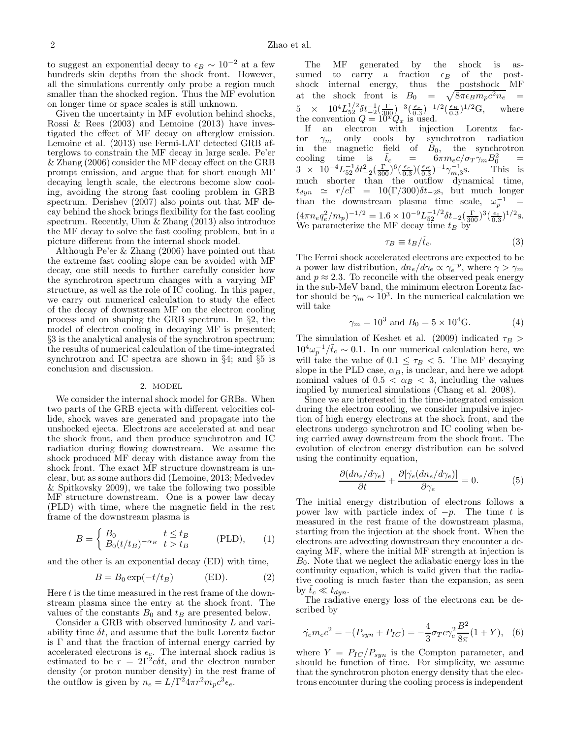to suggest an exponential decay to $\epsilon_B \sim 10^{-2}$ at a few hundreds skin depths from the shock front. However, all the simulations currently only probe a region much smaller than the shocked region. Thus the MF evolution on longer time or space scales is still unknown.

Given the uncertainty in MF evolution behind shocks, Rossi & Rees (2003) and Lemoine (2013) have investigated the effect of MF decay on afterglow emission. Lemoine et al. (2013) use Fermi-LAT detected GRB afterglows to constrain the MF decay in large scale. Pe'er & Zhang (2006) consider the MF decay effect on the GRB prompt emission, and argue that for short enough MF decaying length scale, the electrons become slow cooling, avoiding the strong fast cooling problem in GRB spectrum. Derishev (2007) also points out that MF decay behind the shock brings flexibility for the fast cooling spectrum. Recently, Uhm & Zhang (2013) also introduce the MF decay to solve the fast cooling problem, but in a picture different from the internal shock model.

Although Pe'er & Zhang (2006) have pointed out that the extreme fast cooling slope can be avoided with MF decay, one still needs to further carefully consider how the synchrotron spectrum changes with a varying MF structure, as well as the role of IC cooling. In this paper, we carry out numerical calculation to study the effect of the decay of downstream MF on the electron cooling process and on shaping the GRB spectrum. In §2, the model of electron cooling in decaying MF is presented; §3 is the analytical analysis of the synchrotron spectrum; the results of numerical calculation of the time-integrated synchrotron and IC spectra are shown in §4; and §5 is conclusion and discussion.

## 2. MODEL

We consider the internal shock model for GRBs. When two parts of the GRB ejecta with different velocities collide, shock waves are generated and propagate into the unshocked ejecta. Electrons are accelerated at and near the shock front, and then produce synchrotron and IC radiation during flowing downstream. We assume the shock produced MF decay with distance away from the shock front. The exact MF structure downstream is unclear, but as some authors did (Lemoine, 2013; Medvedev & Spitkovsky 2009), we take the following two possible MF structure downstream. One is a power law decay (PLD) with time, where the magnetic field in the rest frame of the downstream plasma is

$$B = \begin{cases} B_0 & t \le t_B \\ B_0 (t/t_B)^{-\alpha_B} & t > t_B \end{cases} \qquad \text{(PLD)}, \qquad (1)$$

and the other is an exponential decay (ED) with time,

$$B = B_0 \exp(-t/t_B) \qquad \text{(ED)}. \qquad (2)$$

Here $t$ is the time measured in the rest frame of the downstream plasma since the entry at the shock front. The values of the constants $B_0$ and $t_B$ are presented below.

Consider a GRB with observed luminosity $L$ and variability time $\delta t$, and assume that the bulk Lorentz factor is $\Gamma$ and that the fraction of internal energy carried by accelerated electrons is $\epsilon_e$. The internal shock radius is estimated to be $r = 2\Gamma^2 c \delta t$, and the electron number density (or proton number density) in the rest frame of the outflow is given by $n_e = L/\Gamma^2 4\pi r^2 m_p c^3 \epsilon_e$.

The MF generated by the shock is assumed to carry a fraction $\epsilon_B$ of the postshock internal energy, thus the postshock MF at the shock front is $B_0 = \sqrt{8\pi\epsilon_B m_p c^2 n_e} = 5 \times 10^4 L_{52}^{1/2} \delta t_{-2}^{-1} (\frac{\Gamma}{300})^{-3} (\frac{\epsilon_e}{0.3})^{-1/2} (\frac{\epsilon_B}{0.3})^{1/2}$G, where the convention $Q = 10^x Q_x$ is used.

If an electron with injection Lorentz factor $\gamma_m$ only cools by synchrotron radiation in the magnetic field of $B_0$, the synchrotron cooling time is $\tilde{t}_c = 6\pi m_e c/\sigma_T \gamma_m B_0^2 = 3 \times 10^{-4} L_{52}^{-1} \delta t_{-2}^2 (\frac{\Gamma}{300})^6 (\frac{\epsilon_e}{0.3}) (\frac{\epsilon_B}{0.3})^{-1} \gamma_{m,3}^{-1}$s. This is much shorter than the outflow dynamical time, $t_{dyn} \simeq r/c\Gamma = 10(\Gamma/300)\delta t_{-2}$s, but much longer than the downstream plasma time scale, $\omega_p^{-1} = (4\pi n_e q_e^2/m_p)^{-1/2} = 1.6 \times 10^{-9} L_{52}^{-1/2} \delta t_{-2} (\frac{\Gamma}{300})^3 (\frac{\epsilon_e}{0.3})^{1/2}$s. We parameterize the MF decay time $t_B$ by

$$\tau_B \equiv t_B/\tilde{t}_c. \qquad (3)$$

The Fermi shock accelerated electrons are expected to be a power law distribution, $dn_e/d\gamma_e \propto \gamma_e^{-p}$, where $\gamma > \gamma_m$ and $p \approx 2.3$. To reconcile with the observed peak energy in the sub-MeV band, the minimum electron Lorentz factor should be $\gamma_m \sim 10^3$. In the numerical calculation we will take

$$\gamma_m = 10^3 \text{ and } B_0 = 5 \times 10^4 \text{G}. \qquad (4)$$

The simulation of Keshet et al. (2009) indicated $\tau_B > 10^4 \omega_p^{-1}/\tilde{t}_c \sim 0.1$. In our numerical calculation here, we will take the value of $0.1 \le \tau_B < 5$. The MF decaying slope in the PLD case, $\alpha_B$, is unclear, and here we adopt nominal values of $0.5 < \alpha_B < 3$, including the values implied by numerical simulations (Chang et al. 2008).

Since we are interested in the time-integrated emission during the electron cooling, we consider impulsive injection of high energy electrons at the shock front, and the electrons undergo synchrotron and IC cooling when being carried away downstream from the shock front. The evolution of electron energy distribution can be solved using the continuity equation,

$$\frac{\partial(dn_e/d\gamma_e)}{\partial t} + \frac{\partial[\dot{\gamma_e}(dn_e/d\gamma_e)]}{\partial \gamma_e} = 0. \qquad (5)$$

The initial energy distribution of electrons follows a power law with particle index of $-p$. The time $t$ is measured in the rest frame of the downstream plasma, starting from the injection at the shock front. When the electrons are advecting downstream they encounter a decaying MF, where the initial MF strength at injection is $B_0$. Note that we neglect the adiabatic energy loss in the continuity equation, which is valid given that the radiative cooling is much faster than the expansion, as seen by $\tilde{t}_c \ll t_{dyn}$.

The radiative energy loss of the electrons can be described by

$$\dot{\gamma_e} m_e c^2 = -(P_{syn} + P_{IC}) = -\frac{4}{3}\sigma_T c \gamma_e^2 \frac{B^2}{8\pi}(1+Y), \quad (6)$$

where $Y = P_{IC}/P_{syn}$ is the Compton parameter, and should be function of time. For simplicity, we assume that the synchrotron photon energy density that the electrons encounter during the cooling process is independent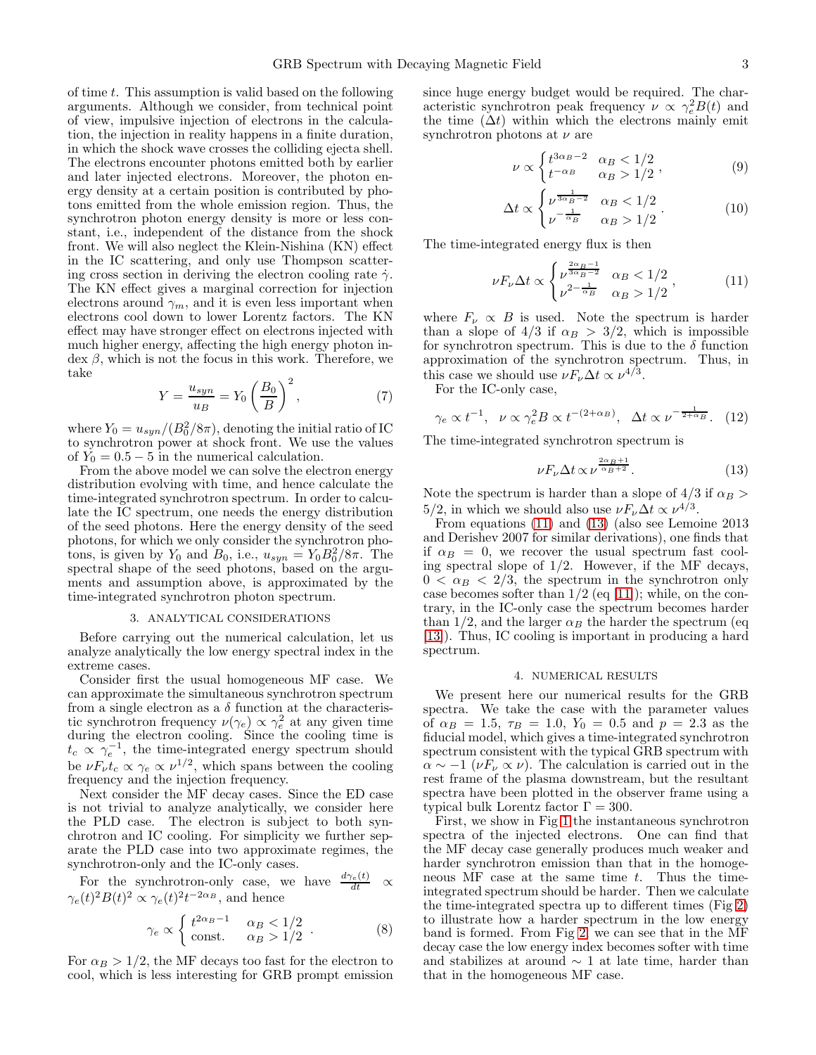of time $t$. This assumption is valid based on the following arguments. Although we consider, from technical point of view, impulsive injection of electrons in the calculation, the injection in reality happens in a finite duration, in which the shock wave crosses the colliding ejecta shell. The electrons encounter photons emitted both by earlier and later injected electrons. Moreover, the photon energy density at a certain position is contributed by photons emitted from the whole emission region. Thus, the synchrotron photon energy density is more or less constant, i.e., independent of the distance from the shock front. We will also neglect the Klein-Nishina (KN) effect in the IC scattering, and only use Thompson scattering cross section in deriving the electron cooling rate $\dot{\gamma}$. The KN effect gives a marginal correction for injection electrons around $\gamma_m$, and it is even less important when electrons cool down to lower Lorentz factors. The KN effect may have stronger effect on electrons injected with much higher energy, affecting the high energy photon index $\beta$, which is not the focus in this work. Therefore, we take

$$Y = \frac{u_{syn}}{u_B} = Y_0 \left(\frac{B_0}{B}\right)^2, \tag{7}$$

where $Y_0 = u_{syn}/(B_0^2/8\pi)$, denoting the initial ratio of IC to synchrotron power at shock front. We use the values of $Y_0 = 0.5 - 5$ in the numerical calculation.

From the above model we can solve the electron energy distribution evolving with time, and hence calculate the time-integrated synchrotron spectrum. In order to calculate the IC spectrum, one needs the energy distribution of the seed photons. Here the energy density of the seed photons, for which we only consider the synchrotron photons, is given by $Y_0$ and $B_0$, i.e., $u_{syn} = Y_0 B_0^2/8\pi$. The spectral shape of the seed photons, based on the arguments and assumption above, is approximated by the time-integrated synchrotron photon spectrum.

## 3. ANALYTICAL CONSIDERATIONS

Before carrying out the numerical calculation, let us analyze analytically the low energy spectral index in the extreme cases.

Consider first the usual homogeneous MF case. We can approximate the simultaneous synchrotron spectrum from a single electron as a $\delta$ function at the characteristic synchrotron frequency $\nu(\gamma_e) \propto \gamma_e^2$ at any given time during the electron cooling. Since the cooling time is $t_c \propto \gamma_e^{-1}$, the time-integrated energy spectrum should be $\nu F_\nu t_c \propto \gamma_e \propto \nu^{1/2}$, which spans between the cooling frequency and the injection frequency.

Next consider the MF decay cases. Since the ED case is not trivial to analyze analytically, we consider here the PLD case. The electron is subject to both synchrotron and IC cooling. For simplicity we further separate the PLD case into two approximate regimes, the synchrotron-only and the IC-only cases.

For the synchrotron-only case, we have $\frac{d\gamma_e(t)}{dt} \propto \gamma_e(t)^2 B(t)^2 \propto \gamma_e(t)^2 t^{-2\alpha_B}$, and hence

$$\gamma_e \propto \begin{cases} t^{2\alpha_B - 1} & \alpha_B < 1/2 \\ \text{const.} & \alpha_B > 1/2 \end{cases}. \tag{8}$$

For $\alpha_B > 1/2$, the MF decays too fast for the electron to cool, which is less interesting for GRB prompt emission since huge energy budget would be required. The characteristic synchrotron peak frequency $\nu \propto \gamma_e^2 B(t)$ and the time $(\Delta t)$ within which the electrons mainly emit synchrotron photons at $\nu$ are

$$\nu \propto \begin{cases} t^{3\alpha_B - 2} & \alpha_B < 1/2 \\ t^{-\alpha_B} & \alpha_B > 1/2 \end{cases}, \tag{9}$$

$$\Delta t \propto \begin{cases} \nu^{\frac{1}{3\alpha_B - 2}} & \alpha_B < 1/2 \\ \nu^{-\frac{1}{\alpha_B}} & \alpha_B > 1/2 \end{cases}. \tag{10}$$

The time-integrated energy flux is then

$$\nu F_\nu \Delta t \propto \begin{cases} \nu^{\frac{2\alpha_B - 1}{3\alpha_B - 2}} & \alpha_B < 1/2 \\ \nu^{2 - \frac{1}{\alpha_B}} & \alpha_B > 1/2 \end{cases}, \tag{11}$$

where $F_\nu \propto B$ is used. Note the spectrum is harder than a slope of 4/3 if $\alpha_B > 3/2$, which is impossible for synchrotron spectrum. This is due to the $\delta$ function approximation of the synchrotron spectrum. Thus, in this case we should use $\nu F_\nu \Delta t \propto \nu^{4/3}$.

For the IC-only case,

$$\gamma_e \propto t^{-1}, \quad \nu \propto \gamma_e^2 B \propto t^{-(2+\alpha_B)}, \quad \Delta t \propto \nu^{-\frac{1}{2+\alpha_B}}. \tag{12}$$

The time-integrated synchrotron spectrum is

$$\nu F_\nu \Delta t \propto \nu^{\frac{2\alpha_B + 1}{\alpha_B + 2}}. \tag{13}$$

Note the spectrum is harder than a slope of 4/3 if $\alpha_B > 5/2$, in which we should also use $\nu F_\nu \Delta t \propto \nu^{4/3}$.

From equations (11) and (13) (also see Lemoine 2013 and Derishev 2007 for similar derivations), one finds that if $\alpha_B = 0$, we recover the usual spectrum fast cooling spectral slope of 1/2. However, if the MF decays, $0 < \alpha_B < 2/3$, the spectrum in the synchrotron only case becomes softer than 1/2 (eq [11]); while, on the contrary, in the IC-only case the spectrum becomes harder than 1/2, and the larger $\alpha_B$ the harder the spectrum (eq [13]). Thus, IC cooling is important in producing a hard spectrum.

## 4. NUMERICAL RESULTS

We present here our numerical results for the GRB spectra. We take the case with the parameter values of $\alpha_B = 1.5$, $\tau_B = 1.0$, $Y_0 = 0.5$ and $p = 2.3$ as the fiducial model, which gives a time-integrated synchrotron spectrum consistent with the typical GRB spectrum with $\alpha \sim -1$ ($\nu F_\nu \propto \nu$). The calculation is carried out in the rest frame of the plasma downstream, but the resultant spectra have been plotted in the observer frame using a typical bulk Lorentz factor $\Gamma = 300$.

First, we show in Fig 1 the instantaneous synchrotron spectra of the injected electrons. One can find that the MF decay case generally produces much weaker and harder synchrotron emission than that in the homogeneous MF case at the same time $t$. Thus the time-integrated spectrum should be harder. Then we calculate the time-integrated spectra up to different times (Fig 2) to illustrate how a harder spectrum in the low energy band is formed. From Fig 2, we can see that in the MF decay case the low energy index becomes softer with time and stabilizes at around $\sim 1$ at late time, harder than that in the homogeneous MF case.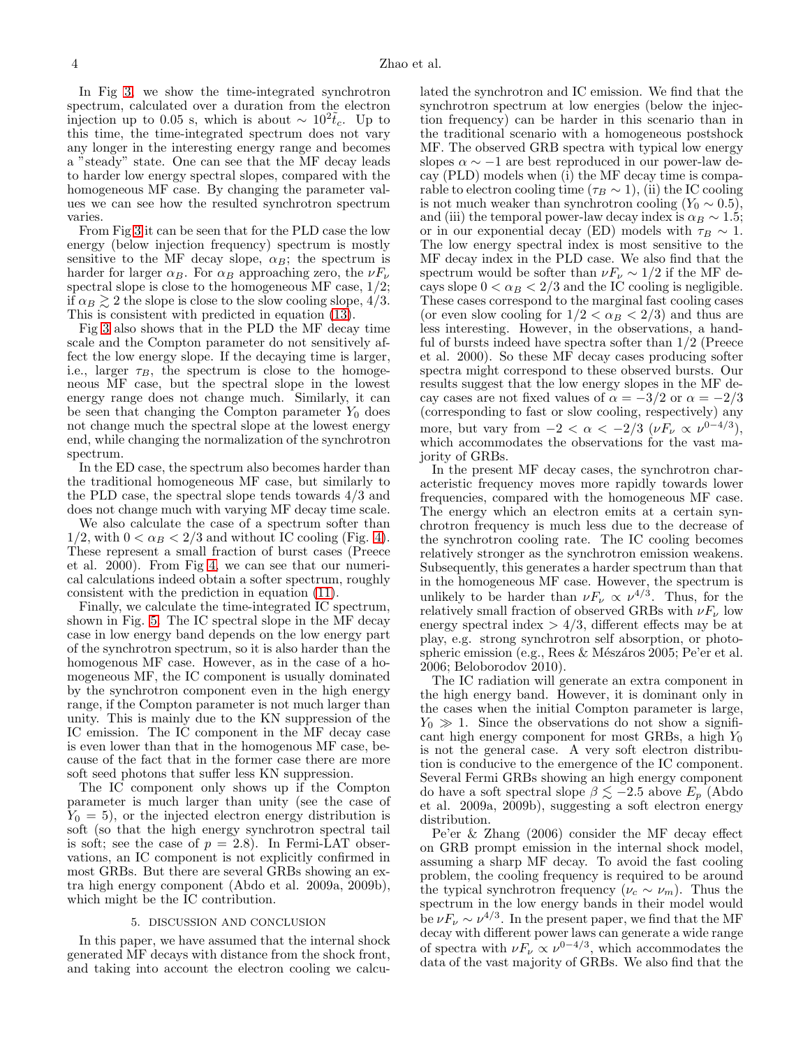In Fig 3, we show the time-integrated synchrotron spectrum, calculated over a duration from the electron injection up to 0.05 s, which is about $\sim 10^2 \tilde{t}_c$. Up to this time, the time-integrated spectrum does not vary any longer in the interesting energy range and becomes a "steady" state. One can see that the MF decay leads to harder low energy spectral slopes, compared with the homogeneous MF case. By changing the parameter values we can see how the resulted synchrotron spectrum varies.

From Fig 3 it can be seen that for the PLD case the low energy (below injection frequency) spectrum is mostly sensitive to the MF decay slope, $\alpha_B$; the spectrum is harder for larger $\alpha_B$. For $\alpha_B$ approaching zero, the $\nu F_\nu$ spectral slope is close to the homogeneous MF case, 1/2; if $\alpha_B \gtrsim 2$ the slope is close to the slow cooling slope, 4/3. This is consistent with predicted in equation (13).

Fig 3 also shows that in the PLD the MF decay time scale and the Compton parameter do not sensitively affect the low energy slope. If the decaying time is larger, i.e., larger $\tau_B$, the spectrum is close to the homogeneous MF case, but the spectral slope in the lowest energy range does not change much. Similarly, it can be seen that changing the Compton parameter $Y_0$ does not change much the spectral slope at the lowest energy end, while changing the normalization of the synchrotron spectrum.

In the ED case, the spectrum also becomes harder than the traditional homogeneous MF case, but similarly to the PLD case, the spectral slope tends towards 4/3 and does not change much with varying MF decay time scale.

We also calculate the case of a spectrum softer than 1/2, with $0 < \alpha_B < 2/3$ and without IC cooling (Fig. 4). These represent a small fraction of burst cases (Preece et al. 2000). From Fig 4, we can see that our numerical calculations indeed obtain a softer spectrum, roughly consistent with the prediction in equation (11).

Finally, we calculate the time-integrated IC spectrum, shown in Fig. 5. The IC spectral slope in the MF decay case in low energy band depends on the low energy part of the synchrotron spectrum, so it is also harder than the homogenous MF case. However, as in the case of a homogeneous MF, the IC component is usually dominated by the synchrotron component even in the high energy range, if the Compton parameter is not much larger than unity. This is mainly due to the KN suppression of the IC emission. The IC component in the MF decay case is even lower than that in the homogenous MF case, because of the fact that in the former case there are more soft seed photons that suffer less KN suppression.

The IC component only shows up if the Compton parameter is much larger than unity (see the case of $Y_0 = 5$), or the injected electron energy distribution is soft (so that the high energy synchrotron spectral tail is soft; see the case of $p = 2.8$). In Fermi-LAT observations, an IC component is not explicitly confirmed in most GRBs. But there are several GRBs showing an extra high energy component (Abdo et al. 2009a, 2009b), which might be the IC contribution.

## 5. DISCUSSION AND CONCLUSION

In this paper, we have assumed that the internal shock generated MF decays with distance from the shock front, and taking into account the electron cooling we calculated the synchrotron and IC emission. We find that the synchrotron spectrum at low energies (below the injection frequency) can be harder in this scenario than in the traditional scenario with a homogeneous postshock MF. The observed GRB spectra with typical low energy slopes $\alpha \sim -1$ are best reproduced in our power-law decay (PLD) models when (i) the MF decay time is comparable to electron cooling time ($\tau_B \sim 1$), (ii) the IC cooling is not much weaker than synchrotron cooling ($Y_0 \sim 0.5$), and (iii) the temporal power-law decay index is $\alpha_B \sim 1.5$; or in our exponential decay (ED) models with $\tau_B \sim 1$. The low energy spectral index is most sensitive to the MF decay index in the PLD case. We also find that the spectrum would be softer than $\nu F_\nu \sim 1/2$ if the MF decays slope $0 < \alpha_B < 2/3$ and the IC cooling is negligible. These cases correspond to the marginal fast cooling cases (or even slow cooling for $1/2 < \alpha_B < 2/3$) and thus are less interesting. However, in the observations, a handful of bursts indeed have spectra softer than 1/2 (Preece et al. 2000). So these MF decay cases producing softer spectra might correspond to these observed bursts. Our results suggest that the low energy slopes in the MF decay cases are not fixed values of $\alpha = -3/2$ or $\alpha = -2/3$ (corresponding to fast or slow cooling, respectively) any more, but vary from $-2 < \alpha < -2/3$ ($\nu F_\nu \propto \nu^{0-4/3}$), which accommodates the observations for the vast majority of GRBs.

In the present MF decay cases, the synchrotron characteristic frequency moves more rapidly towards lower frequencies, compared with the homogeneous MF case. The energy which an electron emits at a certain synchrotron frequency is much less due to the decrease of the synchrotron cooling rate. The IC cooling becomes relatively stronger as the synchrotron emission weakens. Subsequently, this generates a harder spectrum than that in the homogeneous MF case. However, the spectrum is unlikely to be harder than $\nu F_\nu \propto \nu^{4/3}$. Thus, for the relatively small fraction of observed GRBs with $\nu F_\nu$ low energy spectral index $> 4/3$, different effects may be at play, e.g. strong synchrotron self absorption, or photospheric emission (e.g., Rees & Mészáros 2005; Pe'er et al. 2006; Beloborodov 2010).

The IC radiation will generate an extra component in the high energy band. However, it is dominant only in the cases when the initial Compton parameter is large, $Y_0 \gg 1$. Since the observations do not show a significant high energy component for most GRBs, a high $Y_0$ is not the general case. A very soft electron distribution is conducive to the emergence of the IC component. Several Fermi GRBs showing an high energy component do have a soft spectral slope $\beta \lesssim -2.5$ above $E_p$ (Abdo et al. 2009a, 2009b), suggesting a soft electron energy distribution.

Pe'er & Zhang (2006) consider the MF decay effect on GRB prompt emission in the internal shock model, assuming a sharp MF decay. To avoid the fast cooling problem, the cooling frequency is required to be around the typical synchrotron frequency ($\nu_c \sim \nu_m$). Thus the spectrum in the low energy bands in their model would be $\nu F_\nu \sim \nu^{4/3}$. In the present paper, we find that the MF decay with different power laws can generate a wide range of spectra with $\nu F_\nu \propto \nu^{0-4/3}$, which accommodates the data of the vast majority of GRBs. We also find that the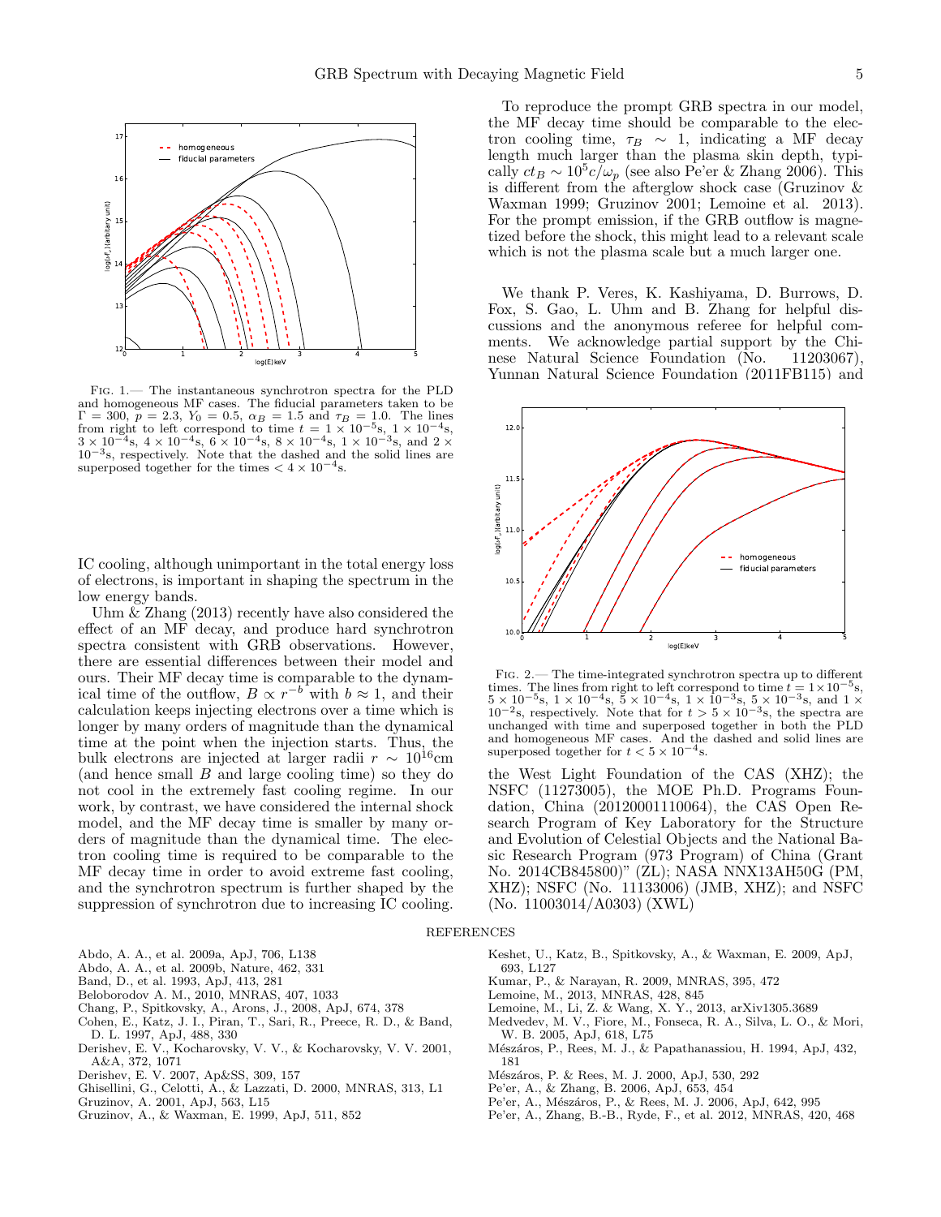Fig. 1.— The instantaneous synchrotron spectra for the PLD and homogeneous MF cases. The fiducial parameters taken to be $\Gamma = 300$, $p = 2.3$, $Y_0 = 0.5$, $\alpha_B = 1.5$ and $\tau_B = 1.0$. The lines from right to left correspond to time $t = 1\times10^{-5}$s, $1\times10^{-4}$s, $3\times10^{-4}$s, $4\times10^{-4}$s, $6\times10^{-4}$s, $8\times10^{-4}$s, $1\times10^{-3}$s, and $2\times10^{-3}$s, respectively. Note that the dashed and the solid lines are superposed together for the times $< 4\times10^{-4}$s.

IC cooling, although unimportant in the total energy loss of electrons, is important in shaping the spectrum in the low energy bands.

Uhm & Zhang (2013) recently have also considered the effect of an MF decay, and produce hard synchrotron spectra consistent with GRB observations. However, there are essential differences between their model and ours. Their MF decay time is comparable to the dynamical time of the outflow, $B \propto r^{-b}$ with $b \approx 1$, and their calculation keeps injecting electrons over a time which is longer by many orders of magnitude than the dynamical time at the point when the injection starts. Thus, the bulk electrons are injected at larger radii $r \sim 10^{16}$cm (and hence small $B$ and large cooling time) so they do not cool in the extremely fast cooling regime. In our work, by contrast, we have considered the internal shock model, and the MF decay time is smaller by many orders of magnitude than the dynamical time. The electron cooling time is required to be comparable to the MF decay time in order to avoid extreme fast cooling, and the synchrotron spectrum is further shaped by the suppression of synchrotron due to increasing IC cooling.

To reproduce the prompt GRB spectra in our model, the MF decay time should be comparable to the electron cooling time, $\tau_B \sim 1$, indicating a MF decay length much larger than the plasma skin depth, typically $ct_B \sim 10^5 c/\omega_p$ (see also Pe'er & Zhang 2006). This is different from the afterglow shock case (Gruzinov & Waxman 1999; Gruzinov 2001; Lemoine et al. 2013). For the prompt emission, if the GRB outflow is magnetized before the shock, this might lead to a relevant scale which is not the plasma scale but a much larger one.

We thank P. Veres, K. Kashiyama, D. Burrows, D. Fox, S. Gao, L. Uhm and B. Zhang for helpful discussions and the anonymous referee for helpful comments. We acknowledge partial support by the Chinese National Science Foundation (No. 11203067), Yunnan Natural Science Foundation (2011FB115) and the West Light Foundation of the CAS (XHZ); the NSFC (11273005), the MOE Ph.D. Programs Foundation, China (20120001110064), the CAS Open Research Program of Key Laboratory for the Structure and Evolution of Celestial Objects and the National Basic Research Program (973 Program) of China (Grant No. 2014CB845800)" (ZL); NASA NNX13AH50G (PM, XHZ); NSFC (No. 11133006) (JMB, XHZ); and NSFC (No. 11003014/A0303) (XWL)

Fig. 2.— The time-integrated synchrotron spectra up to different times. The lines from right to left correspond to time $t = 1\times10^{-5}$s, $5\times10^{-5}$s, $1\times10^{-4}$s, $5\times10^{-4}$s, $1\times10^{-3}$s, $5\times10^{-3}$s, and $1\times10^{-2}$s, respectively. Note that for $t > 5\times10^{-3}$s, the spectra are unchanged with time and superposed together in both the PLD and homogeneous MF cases. And the dashed and solid lines are superposed together for $t < 5\times10^{-4}$s.

## REFERENCES

Abdo, A. A., et al. 2009a, ApJ, 706, L138
Abdo, A. A., et al. 2009b, Nature, 462, 331
Band, D., et al. 1993, ApJ, 413, 281
Beloborodov A. M., 2010, MNRAS, 407, 1033
Chang, P., Spitkovsky, A., Arons, J., 2008, ApJ, 674, 378
Cohen, E., Katz, J. I., Piran, T., Sari, R., Preece, R. D., & Band, D. L. 1997, ApJ, 488, 330
Derishev, E. V., Kocharovsky, V. V., & Kocharovsky, V. V. 2001, A&A, 372, 1071
Derishev, E. V. 2007, Ap&SS, 309, 157
Ghisellini, G., Celotti, A., & Lazzati, D. 2000, MNRAS, 313, L1
Gruzinov, A. 2001, ApJ, 563, L15
Gruzinov, A., & Waxman, E. 1999, ApJ, 511, 852
Keshet, U., Katz, B., Spitkovsky, A., & Waxman, E. 2009, ApJ, 693, L127
Kumar, P., & Narayan, R. 2009, MNRAS, 395, 472
Lemoine, M., 2013, MNRAS, 428, 845
Lemoine, M., Li, Z. & Wang, X. Y., 2013, arXiv1305.3689
Medvedev, M. V., Fiore, M., Fonseca, R. A., Silva, L. O., & Mori, W. B. 2005, ApJ, 618, L75
Mészáros, P., Rees, M. J., & Papathanassiou, H. 1994, ApJ, 432, 181
Mészáros, P. & Rees, M. J. 2000, ApJ, 530, 292
Pe'er, A., & Zhang, B. 2006, ApJ, 653, 454
Pe'er, A., Mészáros, P., & Rees, M. J. 2006, ApJ, 642, 995
Pe'er, A., Zhang, B.-B., Ryde, F., et al. 2012, MNRAS, 420, 468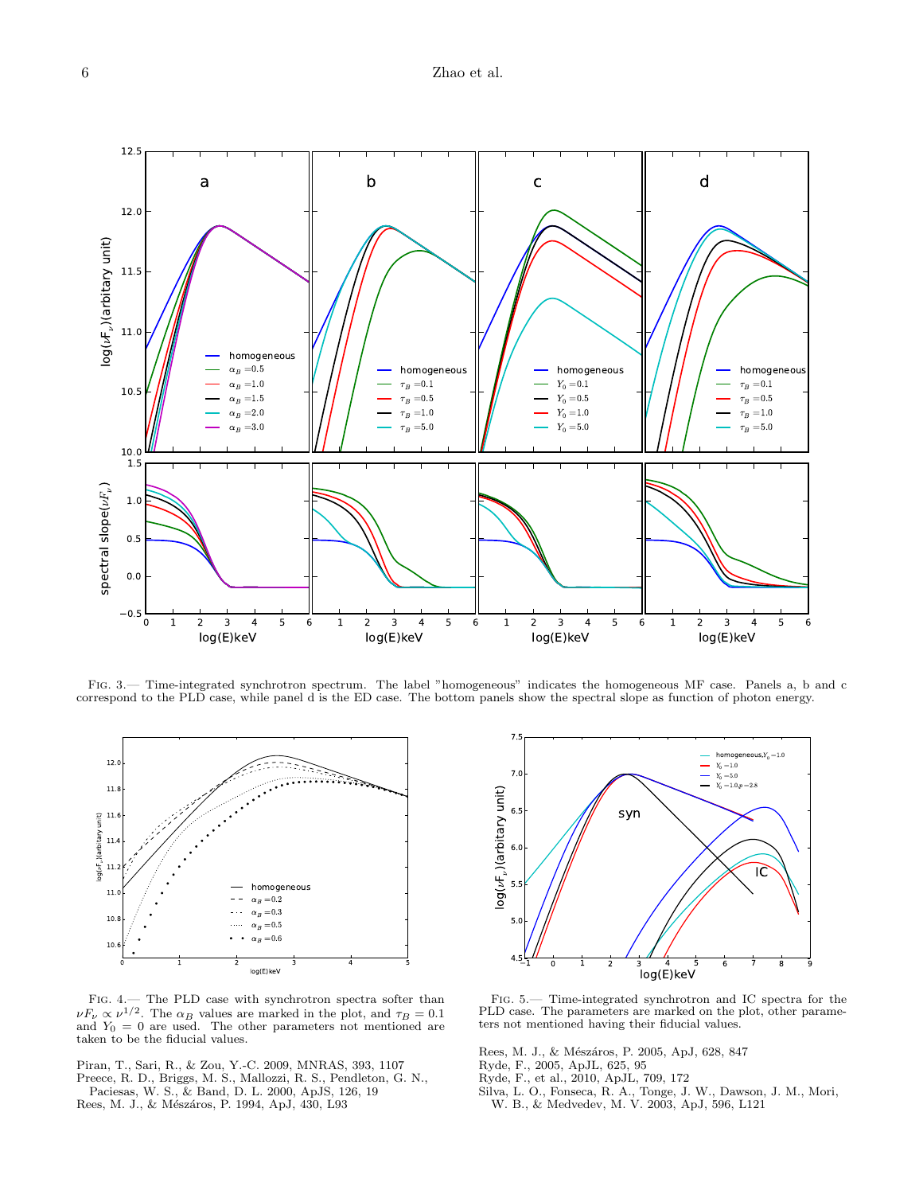Fig. 3.— Time-integrated synchrotron spectrum. The label "homogeneous" indicates the homogeneous MF case. Panels a, b and c correspond to the PLD case, while panel d is the ED case. The bottom panels show the spectral slope as function of photon energy.

Fig. 4.— The PLD case with synchrotron spectra softer than $\nu F_\nu \propto \nu^{1/2}$. The $\alpha_B$ values are marked in the plot, and $\tau_B = 0.1$ and $Y_0 = 0$ are used. The other parameters not mentioned are taken to be the fiducial values.

Fig. 5.— Time-integrated synchrotron and IC spectra for the PLD case. The parameters are marked on the plot, other parameters not mentioned having their fiducial values.

Piran, T., Sari, R., & Zou, Y.-C. 2009, MNRAS, 393, 1107
Preece, R. D., Briggs, M. S., Mallozzi, R. S., Pendleton, G. N., Paciesas, W. S., & Band, D. L. 2000, ApJS, 126, 19
Rees, M. J., & Mészáros, P. 1994, ApJ, 430, L93
Rees, M. J., & Mészáros, P. 2005, ApJ, 628, 847
Ryde, F., 2005, ApJL, 625, 95
Ryde, F., et al., 2010, ApJL, 709, 172
Silva, L. O., Fonseca, R. A., Tonge, J. W., Dawson, J. M., Mori, W. B., & Medvedev, M. V. 2003, ApJ, 596, L121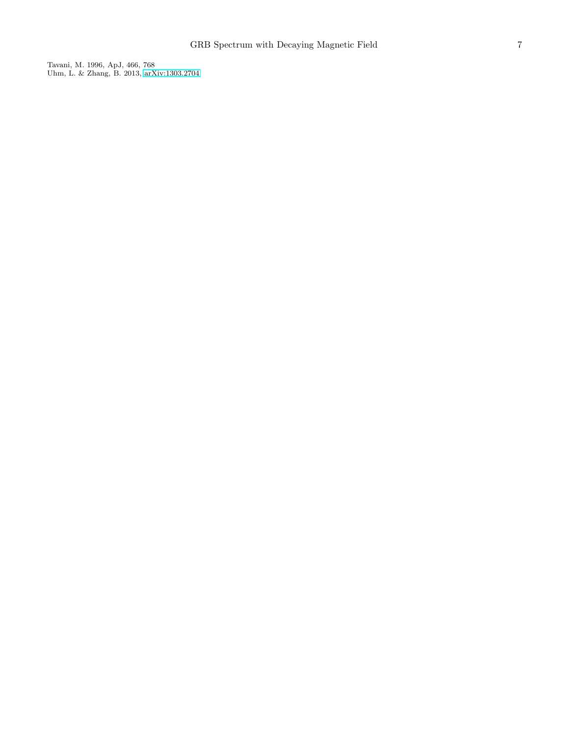Tavani, M. 1996, ApJ, 466, 768
Uhm, L. & Zhang, B. 2013, arXiv:1303.2704